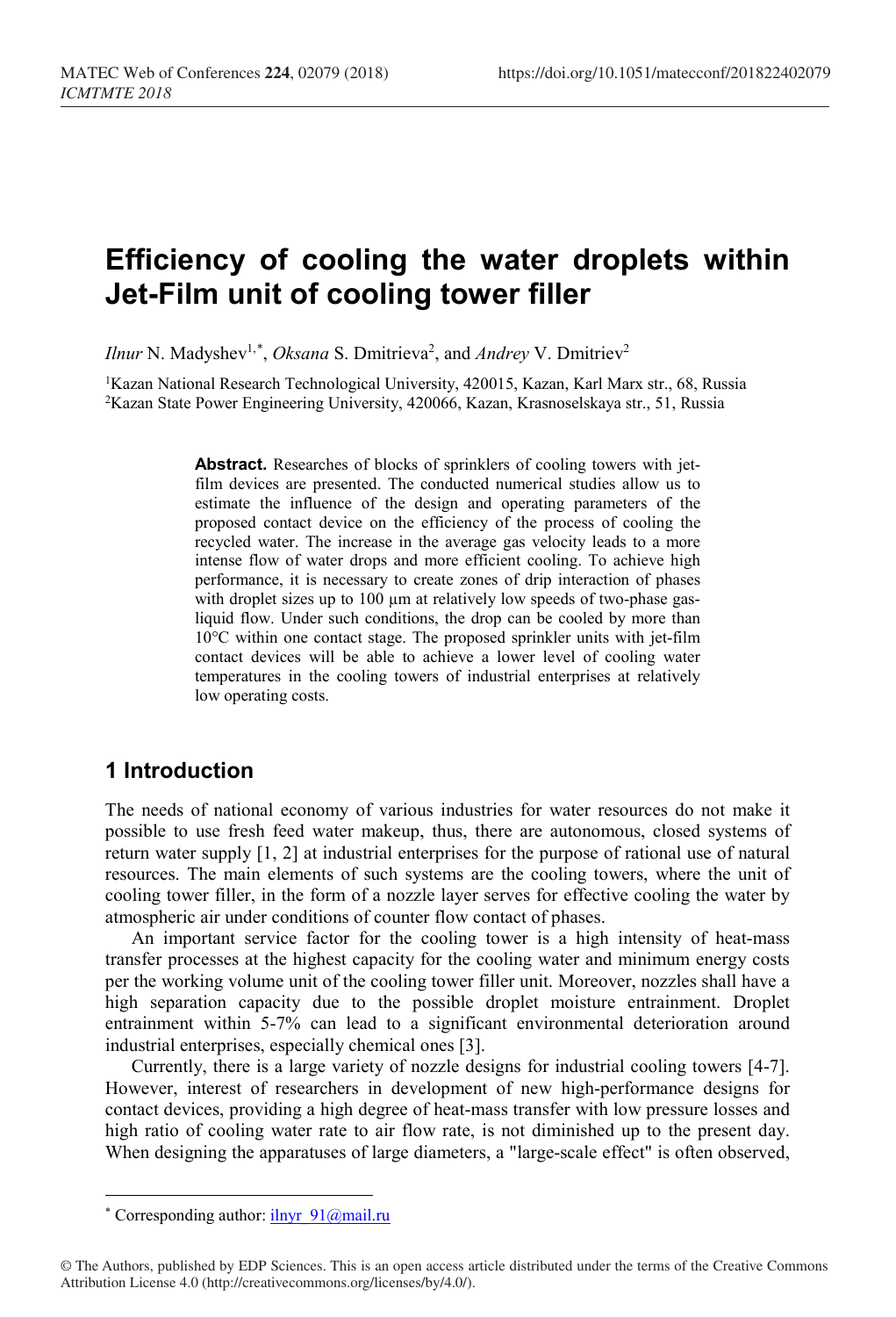# Efficiency of cooling the water droplets within Jet-Film unit of cooling tower filler

*Ilnur* N. Madyshev[1,*], *Oksana* S. Dmitrieva[2], and *Andrey* V. Dmitriev[2]

[1]Kazan National Research Technological University, 420015, Kazan, Karl Marx str., 68, Russia
[2]Kazan State Power Engineering University, 420066, Kazan, Krasnoselskaya str., 51, Russia

**Abstract.** Researches of blocks of sprinklers of cooling towers with jet-film devices are presented. The conducted numerical studies allow us to estimate the influence of the design and operating parameters of the proposed contact device on the efficiency of the process of cooling the recycled water. The increase in the average gas velocity leads to a more intense flow of water drops and more efficient cooling. To achieve high performance, it is necessary to create zones of drip interaction of phases with droplet sizes up to 100 μm at relatively low speeds of two-phase gas-liquid flow. Under such conditions, the drop can be cooled by more than 10°C within one contact stage. The proposed sprinkler units with jet-film contact devices will be able to achieve a lower level of cooling water temperatures in the cooling towers of industrial enterprises at relatively low operating costs.

## 1 Introduction

The needs of national economy of various industries for water resources do not make it possible to use fresh feed water makeup, thus, there are autonomous, closed systems of return water supply [1, 2] at industrial enterprises for the purpose of rational use of natural resources. The main elements of such systems are the cooling towers, where the unit of cooling tower filler, in the form of a nozzle layer serves for effective cooling the water by atmospheric air under conditions of counter flow contact of phases.

An important service factor for the cooling tower is a high intensity of heat-mass transfer processes at the highest capacity for the cooling water and minimum energy costs per the working volume unit of the cooling tower filler unit. Moreover, nozzles shall have a high separation capacity due to the possible droplet moisture entrainment. Droplet entrainment within 5-7% can lead to a significant environmental deterioration around industrial enterprises, especially chemical ones [3].

Currently, there is a large variety of nozzle designs for industrial cooling towers [4-7]. However, interest of researchers in development of new high-performance designs for contact devices, providing a high degree of heat-mass transfer with low pressure losses and high ratio of cooling water rate to air flow rate, is not diminished up to the present day. When designing the apparatuses of large diameters, a "large-scale effect" is often observed,

[*] Corresponding author: ilnyr_91@mail.ru

© The Authors, published by EDP Sciences. This is an open access article distributed under the terms of the Creative Commons Attribution License 4.0 (http://creativecommons.org/licenses/by/4.0/).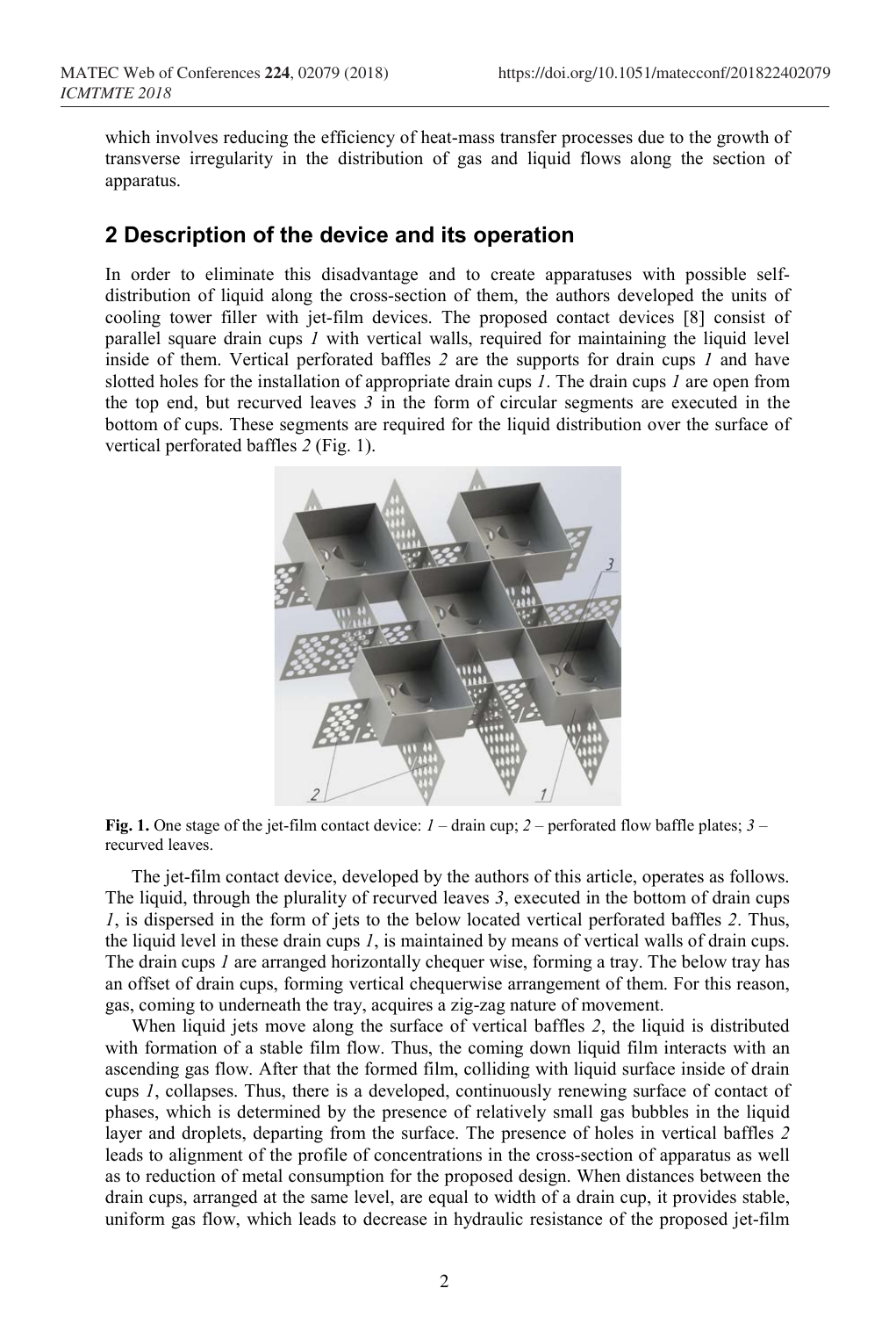which involves reducing the efficiency of heat-mass transfer processes due to the growth of transverse irregularity in the distribution of gas and liquid flows along the section of apparatus.

## 2 Description of the device and its operation

In order to eliminate this disadvantage and to create apparatuses with possible self-distribution of liquid along the cross-section of them, the authors developed the units of cooling tower filler with jet-film devices. The proposed contact devices [8] consist of parallel square drain cups *1* with vertical walls, required for maintaining the liquid level inside of them. Vertical perforated baffles *2* are the supports for drain cups *1* and have slotted holes for the installation of appropriate drain cups *1*. The drain cups *1* are open from the top end, but recurved leaves *3* in the form of circular segments are executed in the bottom of cups. These segments are required for the liquid distribution over the surface of vertical perforated baffles *2* (Fig. 1).

**Fig. 1.** One stage of the jet-film contact device: *1* – drain cup; *2* – perforated flow baffle plates; *3* – recurved leaves.

The jet-film contact device, developed by the authors of this article, operates as follows. The liquid, through the plurality of recurved leaves *3*, executed in the bottom of drain cups *1*, is dispersed in the form of jets to the below located vertical perforated baffles *2*. Thus, the liquid level in these drain cups *1*, is maintained by means of vertical walls of drain cups. The drain cups *1* are arranged horizontally chequer wise, forming a tray. The below tray has an offset of drain cups, forming vertical chequerwise arrangement of them. For this reason, gas, coming to underneath the tray, acquires a zig-zag nature of movement.

When liquid jets move along the surface of vertical baffles *2*, the liquid is distributed with formation of a stable film flow. Thus, the coming down liquid film interacts with an ascending gas flow. After that the formed film, colliding with liquid surface inside of drain cups *1*, collapses. Thus, there is a developed, continuously renewing surface of contact of phases, which is determined by the presence of relatively small gas bubbles in the liquid layer and droplets, departing from the surface. The presence of holes in vertical baffles *2* leads to alignment of the profile of concentrations in the cross-section of apparatus as well as to reduction of metal consumption for the proposed design. When distances between the drain cups, arranged at the same level, are equal to width of a drain cup, it provides stable, uniform gas flow, which leads to decrease in hydraulic resistance of the proposed jet-film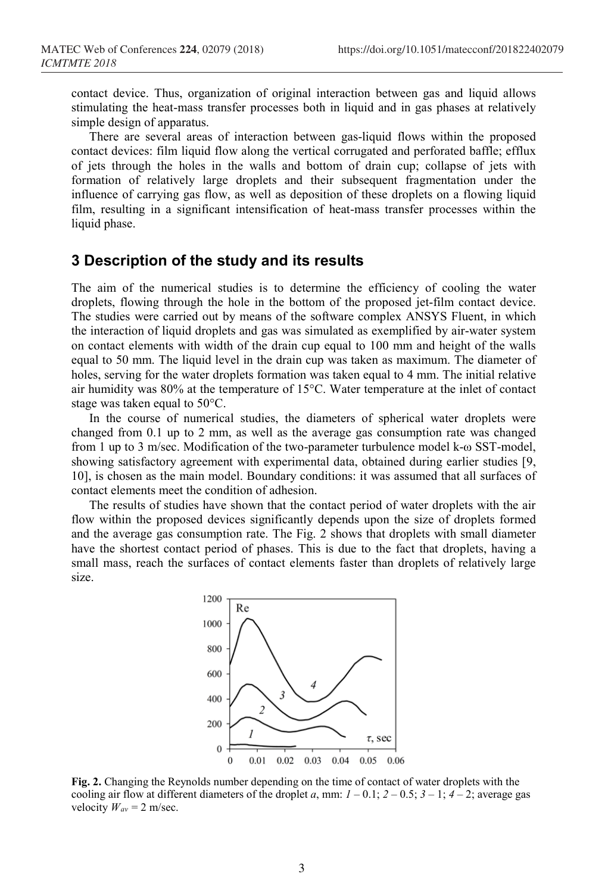contact device. Thus, organization of original interaction between gas and liquid allows stimulating the heat-mass transfer processes both in liquid and in gas phases at relatively simple design of apparatus.

There are several areas of interaction between gas-liquid flows within the proposed contact devices: film liquid flow along the vertical corrugated and perforated baffle; efflux of jets through the holes in the walls and bottom of drain cup; collapse of jets with formation of relatively large droplets and their subsequent fragmentation under the influence of carrying gas flow, as well as deposition of these droplets on a flowing liquid film, resulting in a significant intensification of heat-mass transfer processes within the liquid phase.

## 3 Description of the study and its results

The aim of the numerical studies is to determine the efficiency of cooling the water droplets, flowing through the hole in the bottom of the proposed jet-film contact device. The studies were carried out by means of the software complex ANSYS Fluent, in which the interaction of liquid droplets and gas was simulated as exemplified by air-water system on contact elements with width of the drain cup equal to 100 mm and height of the walls equal to 50 mm. The liquid level in the drain cup was taken as maximum. The diameter of holes, serving for the water droplets formation was taken equal to 4 mm. The initial relative air humidity was 80% at the temperature of 15°C. Water temperature at the inlet of contact stage was taken equal to 50°C.

In the course of numerical studies, the diameters of spherical water droplets were changed from 0.1 up to 2 mm, as well as the average gas consumption rate was changed from 1 up to 3 m/sec. Modification of the two-parameter turbulence model k-ω SST-model, showing satisfactory agreement with experimental data, obtained during earlier studies [9, 10], is chosen as the main model. Boundary conditions: it was assumed that all surfaces of contact elements meet the condition of adhesion.

The results of studies have shown that the contact period of water droplets with the air flow within the proposed devices significantly depends upon the size of droplets formed and the average gas consumption rate. The Fig. 2 shows that droplets with small diameter have the shortest contact period of phases. This is due to the fact that droplets, having a small mass, reach the surfaces of contact elements faster than droplets of relatively large size.

**Fig. 2.** Changing the Reynolds number depending on the time of contact of water droplets with the cooling air flow at different diameters of the droplet *a*, mm: *1* – 0.1; *2* – 0.5; *3* – 1; *4* – 2; average gas velocity $W_{av}$ = 2 m/sec.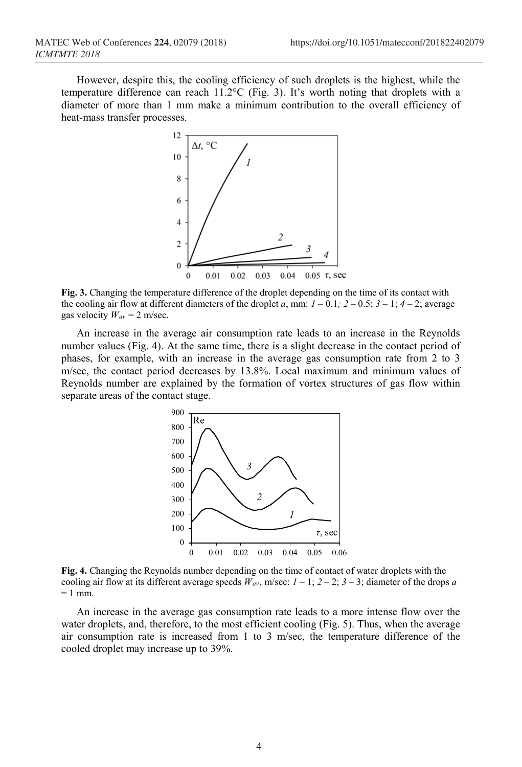However, despite this, the cooling efficiency of such droplets is the highest, while the temperature difference can reach 11.2°C (Fig. 3). It's worth noting that droplets with a diameter of more than 1 mm make a minimum contribution to the overall efficiency of heat-mass transfer processes.

**Fig. 3.** Changing the temperature difference of the droplet depending on the time of its contact with the cooling air flow at different diameters of the droplet $a$, mm: *1* – 0.1; *2* – 0.5; *3* – 1; *4* – 2; average gas velocity $W_{av}$ = 2 m/sec.

An increase in the average air consumption rate leads to an increase in the Reynolds number values (Fig. 4). At the same time, there is a slight decrease in the contact period of phases, for example, with an increase in the average gas consumption rate from 2 to 3 m/sec, the contact period decreases by 13.8%. Local maximum and minimum values of Reynolds number are explained by the formation of vortex structures of gas flow within separate areas of the contact stage.

**Fig. 4.** Changing the Reynolds number depending on the time of contact of water droplets with the cooling air flow at its different average speeds $W_{av}$, m/sec: *1* – 1; *2* – 2; *3* – 3; diameter of the drops $a$ = 1 mm.

An increase in the average gas consumption rate leads to a more intense flow over the water droplets, and, therefore, to the most efficient cooling (Fig. 5). Thus, when the average air consumption rate is increased from 1 to 3 m/sec, the temperature difference of the cooled droplet may increase up to 39%.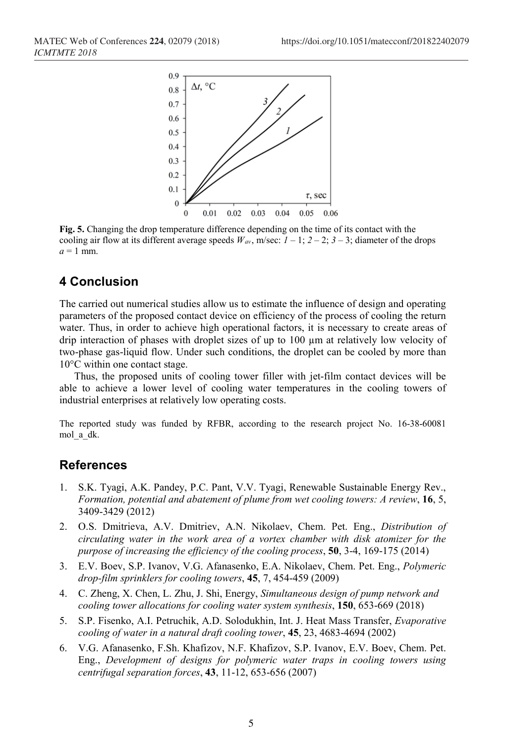**Fig. 5.** Changing the drop temperature difference depending on the time of its contact with the cooling air flow at its different average speeds $W_{av}$, m/sec: *1* – 1; *2* – 2; *3* – 3; diameter of the drops $a = 1$ mm.

## 4 Conclusion

The carried out numerical studies allow us to estimate the influence of design and operating parameters of the proposed contact device on efficiency of the process of cooling the return water. Thus, in order to achieve high operational factors, it is necessary to create areas of drip interaction of phases with droplet sizes of up to 100 μm at relatively low velocity of two-phase gas-liquid flow. Under such conditions, the droplet can be cooled by more than 10°C within one contact stage.

Thus, the proposed units of cooling tower filler with jet-film contact devices will be able to achieve a lower level of cooling water temperatures in the cooling towers of industrial enterprises at relatively low operating costs.

The reported study was funded by RFBR, according to the research project No. 16-38-60081 mol_a_dk.

## References

1. S.K. Tyagi, A.K. Pandey, P.C. Pant, V.V. Tyagi, Renewable Sustainable Energy Rev., *Formation, potential and abatement of plume from wet cooling towers: A review*, **16**, 5, 3409-3429 (2012)
2. O.S. Dmitrieva, A.V. Dmitriev, A.N. Nikolaev, Chem. Pet. Eng., *Distribution of circulating water in the work area of a vortex chamber with disk atomizer for the purpose of increasing the efficiency of the cooling process*, **50**, 3-4, 169-175 (2014)
3. E.V. Boev, S.P. Ivanov, V.G. Afanasenko, E.A. Nikolaev, Chem. Pet. Eng., *Polymeric drop-film sprinklers for cooling towers*, **45**, 7, 454-459 (2009)
4. C. Zheng, X. Chen, L. Zhu, J. Shi, Energy, *Simultaneous design of pump network and cooling tower allocations for cooling water system synthesis*, **150**, 653-669 (2018)
5. S.P. Fisenko, A.I. Petruchik, A.D. Solodukhin, Int. J. Heat Mass Transfer, *Evaporative cooling of water in a natural draft cooling tower*, **45**, 23, 4683-4694 (2002)
6. V.G. Afanasenko, F.Sh. Khafizov, N.F. Khafizov, S.P. Ivanov, E.V. Boev, Chem. Pet. Eng., *Development of designs for polymeric water traps in cooling towers using centrifugal separation forces*, **43**, 11-12, 653-656 (2007)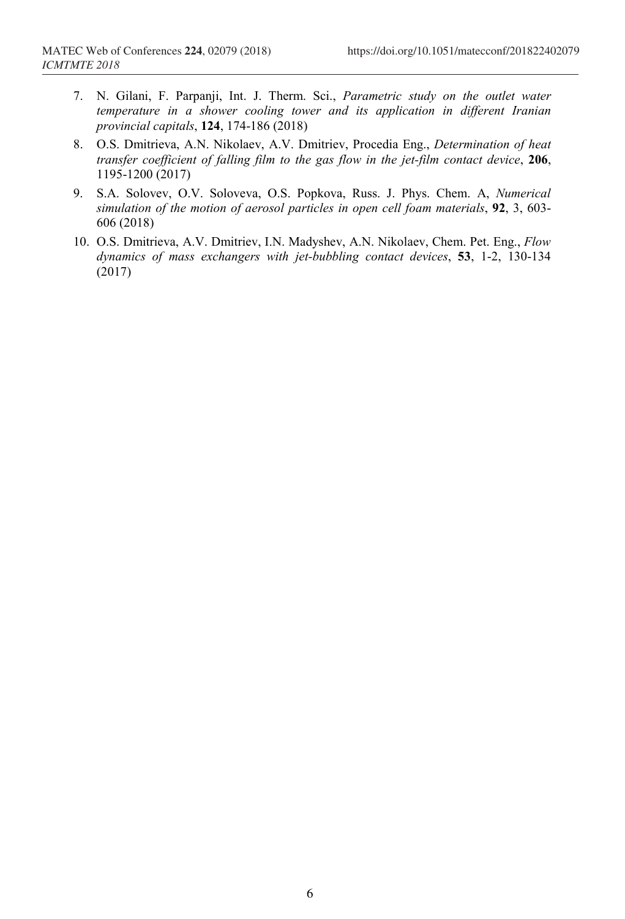7. N. Gilani, F. Parpanji, Int. J. Therm. Sci., *Parametric study on the outlet water temperature in a shower cooling tower and its application in different Iranian provincial capitals*, **124**, 174-186 (2018)
8. O.S. Dmitrieva, A.N. Nikolaev, A.V. Dmitriev, Procedia Eng., *Determination of heat transfer coefficient of falling film to the gas flow in the jet-film contact device*, **206**, 1195-1200 (2017)
9. S.A. Solovev, O.V. Soloveva, O.S. Popkova, Russ. J. Phys. Chem. A, *Numerical simulation of the motion of aerosol particles in open cell foam materials*, **92**, 3, 603-606 (2018)
10. O.S. Dmitrieva, A.V. Dmitriev, I.N. Madyshev, A.N. Nikolaev, Chem. Pet. Eng., *Flow dynamics of mass exchangers with jet-bubbling contact devices*, **53**, 1-2, 130-134 (2017)